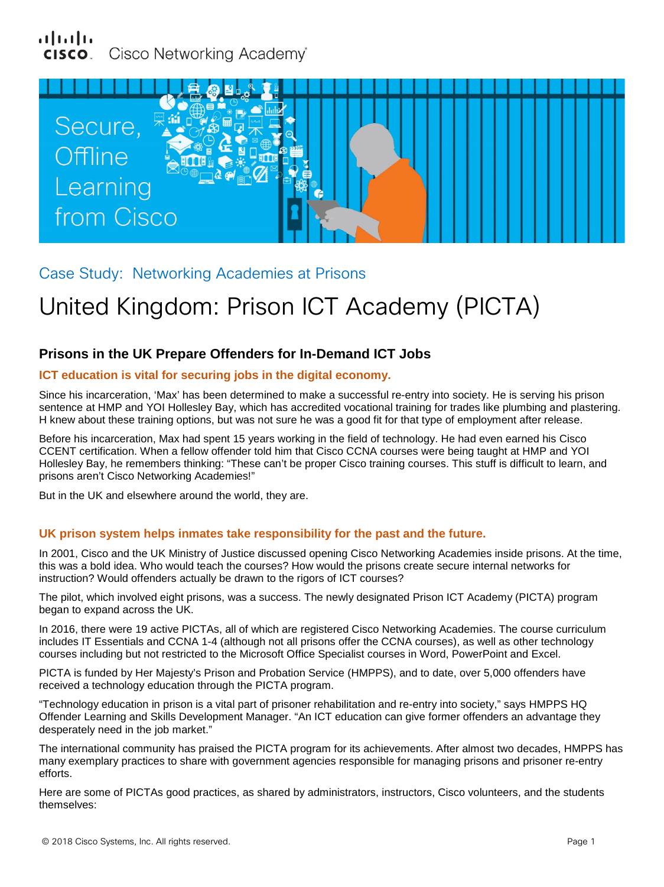Cisco Networking Academy

Secure, Offline Learning from Cisco

Case Study: Networking Academies at Prisons

# United Kingdom: Prison ICT Academy (PICTA)

## Prisons in the UK Prepare Offenders for In-Demand ICT Jobs

### ICT education is vital for securing jobs in the digital economy.

Since his incarceration, 'Max' has been determined to make a successful re-entry into society. He is serving his prison sentence at HMP and YOI Hollesley Bay, which has accredited vocational training for trades like plumbing and plastering. H knew about these training options, but was not sure he was a good fit for that type of employment after release.

Before his incarceration, Max had spent 15 years working in the field of technology. He had even earned his Cisco CCENT certification. When a fellow offender told him that Cisco CCNA courses were being taught at HMP and YOI Hollesley Bay, he remembers thinking: "These can't be proper Cisco training courses. This stuff is difficult to learn, and prisons aren't Cisco Networking Academies!"

But in the UK and elsewhere around the world, they are.

### UK prison system helps inmates take responsibility for the past and the future.

In 2001, Cisco and the UK Ministry of Justice discussed opening Cisco Networking Academies inside prisons. At the time, this was a bold idea. Who would teach the courses? How would the prisons create secure internal networks for instruction? Would offenders actually be drawn to the rigors of ICT courses?

The pilot, which involved eight prisons, was a success. The newly designated Prison ICT Academy (PICTA) program began to expand across the UK.

In 2016, there were 19 active PICTAs, all of which are registered Cisco Networking Academies. The course curriculum includes IT Essentials and CCNA 1-4 (although not all prisons offer the CCNA courses), as well as other technology courses including but not restricted to the Microsoft Office Specialist courses in Word, PowerPoint and Excel.

PICTA is funded by Her Majesty's Prison and Probation Service (HMPPS), and to date, over 5,000 offenders have received a technology education through the PICTA program.

"Technology education in prison is a vital part of prisoner rehabilitation and re-entry into society," says HMPPS HQ Offender Learning and Skills Development Manager. "An ICT education can give former offenders an advantage they desperately need in the job market."

The international community has praised the PICTA program for its achievements. After almost two decades, HMPPS has many exemplary practices to share with government agencies responsible for managing prisons and prisoner re-entry efforts.

Here are some of PICTAs good practices, as shared by administrators, instructors, Cisco volunteers, and the students themselves:

© 2018 Cisco Systems, Inc. All rights reserved.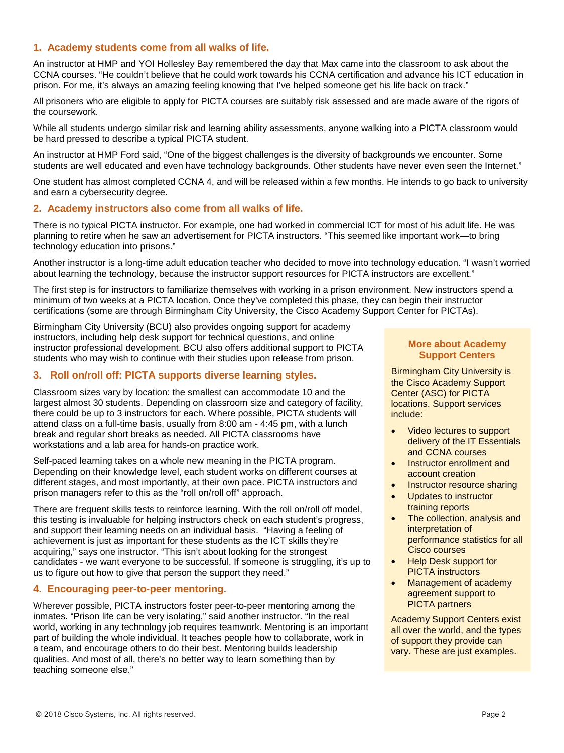## 1. Academy students come from all walks of life.

An instructor at HMP and YOI Hollesley Bay remembered the day that Max came into the classroom to ask about the CCNA courses. "He couldn't believe that he could work towards his CCNA certification and advance his ICT education in prison. For me, it's always an amazing feeling knowing that I've helped someone get his life back on track."

All prisoners who are eligible to apply for PICTA courses are suitably risk assessed and are made aware of the rigors of the coursework.

While all students undergo similar risk and learning ability assessments, anyone walking into a PICTA classroom would be hard pressed to describe a typical PICTA student.

An instructor at HMP Ford said, "One of the biggest challenges is the diversity of backgrounds we encounter. Some students are well educated and even have technology backgrounds. Other students have never even seen the Internet."

One student has almost completed CCNA 4, and will be released within a few months. He intends to go back to university and earn a cybersecurity degree.

## 2. Academy instructors also come from all walks of life.

There is no typical PICTA instructor. For example, one had worked in commercial ICT for most of his adult life. He was planning to retire when he saw an advertisement for PICTA instructors. "This seemed like important work—to bring technology education into prisons."

Another instructor is a long-time adult education teacher who decided to move into technology education. "I wasn't worried about learning the technology, because the instructor support resources for PICTA instructors are excellent."

The first step is for instructors to familiarize themselves with working in a prison environment. New instructors spend a minimum of two weeks at a PICTA location. Once they've completed this phase, they can begin their instructor certifications (some are through Birmingham City University, the Cisco Academy Support Center for PICTAs).

Birmingham City University (BCU) also provides ongoing support for academy instructors, including help desk support for technical questions, and online instructor professional development. BCU also offers additional support to PICTA students who may wish to continue with their studies upon release from prison.

## 3. Roll on/roll off: PICTA supports diverse learning styles.

Classroom sizes vary by location: the smallest can accommodate 10 and the largest almost 30 students. Depending on classroom size and category of facility, there could be up to 3 instructors for each. Where possible, PICTA students will attend class on a full-time basis, usually from 8:00 am - 4:45 pm, with a lunch break and regular short breaks as needed. All PICTA classrooms have workstations and a lab area for hands-on practice work.

Self-paced learning takes on a whole new meaning in the PICTA program. Depending on their knowledge level, each student works on different courses at different stages, and most importantly, at their own pace. PICTA instructors and prison managers refer to this as the "roll on/roll off" approach.

There are frequent skills tests to reinforce learning. With the roll on/roll off model, this testing is invaluable for helping instructors check on each student's progress, and support their learning needs on an individual basis. "Having a feeling of achievement is just as important for these students as the ICT skills they're acquiring," says one instructor. "This isn't about looking for the strongest candidates - we want everyone to be successful. If someone is struggling, it's up to us to figure out how to give that person the support they need."

## 4. Encouraging peer-to-peer mentoring.

Wherever possible, PICTA instructors foster peer-to-peer mentoring among the inmates. "Prison life can be very isolating," said another instructor. "In the real world, working in any technology job requires teamwork. Mentoring is an important part of building the whole individual. It teaches people how to collaborate, work in a team, and encourage others to do their best. Mentoring builds leadership qualities. And most of all, there's no better way to learn something than by teaching someone else."

### More about Academy Support Centers

Birmingham City University is the Cisco Academy Support Center (ASC) for PICTA locations. Support services include:

- Video lectures to support delivery of the IT Essentials and CCNA courses
- Instructor enrollment and account creation
- Instructor resource sharing
- Updates to instructor training reports
- The collection, analysis and interpretation of performance statistics for all Cisco courses
- Help Desk support for PICTA instructors
- Management of academy agreement support to PICTA partners

Academy Support Centers exist all over the world, and the types of support they provide can vary. These are just examples.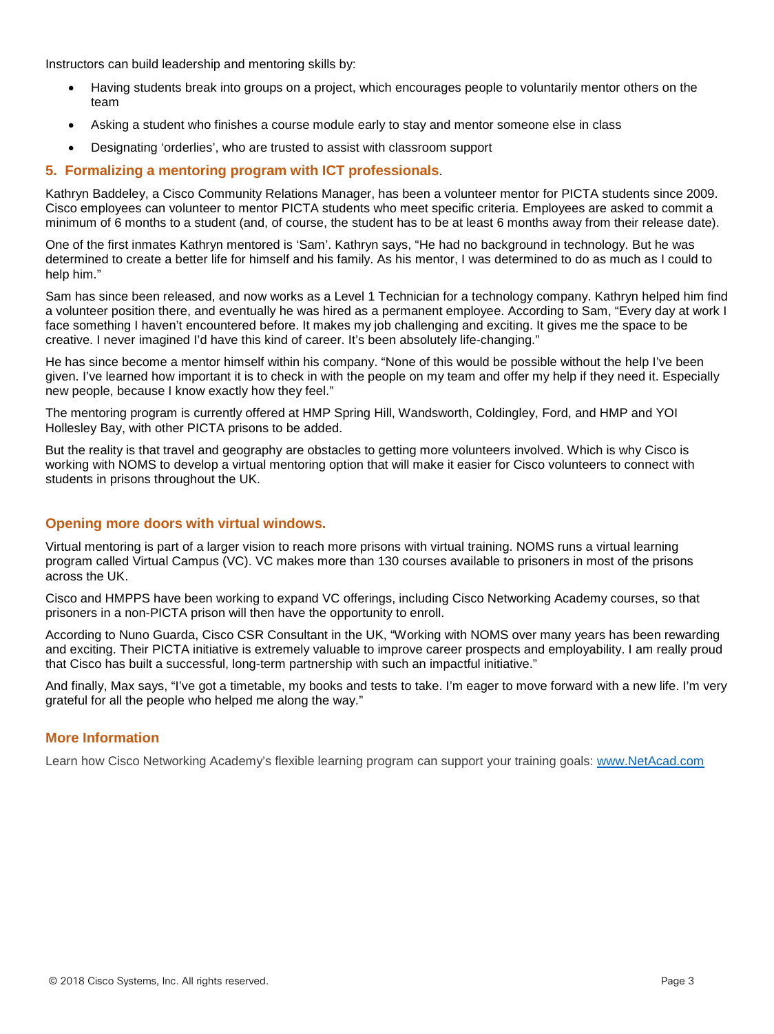Instructors can build leadership and mentoring skills by:

- Having students break into groups on a project, which encourages people to voluntarily mentor others on the team
- Asking a student who finishes a course module early to stay and mentor someone else in class
- Designating 'orderlies', who are trusted to assist with classroom support

## 5. Formalizing a mentoring program with ICT professionals.

Kathryn Baddeley, a Cisco Community Relations Manager, has been a volunteer mentor for PICTA students since 2009. Cisco employees can volunteer to mentor PICTA students who meet specific criteria. Employees are asked to commit a minimum of 6 months to a student (and, of course, the student has to be at least 6 months away from their release date).

One of the first inmates Kathryn mentored is 'Sam'. Kathryn says, "He had no background in technology. But he was determined to create a better life for himself and his family. As his mentor, I was determined to do as much as I could to help him."

Sam has since been released, and now works as a Level 1 Technician for a technology company. Kathryn helped him find a volunteer position there, and eventually he was hired as a permanent employee. According to Sam, "Every day at work I face something I haven't encountered before. It makes my job challenging and exciting. It gives me the space to be creative. I never imagined I'd have this kind of career. It's been absolutely life-changing."

He has since become a mentor himself within his company. "None of this would be possible without the help I've been given. I've learned how important it is to check in with the people on my team and offer my help if they need it. Especially new people, because I know exactly how they feel."

The mentoring program is currently offered at HMP Spring Hill, Wandsworth, Coldingley, Ford, and HMP and YOI Hollesley Bay, with other PICTA prisons to be added.

But the reality is that travel and geography are obstacles to getting more volunteers involved. Which is why Cisco is working with NOMS to develop a virtual mentoring option that will make it easier for Cisco volunteers to connect with students in prisons throughout the UK.

## Opening more doors with virtual windows.

Virtual mentoring is part of a larger vision to reach more prisons with virtual training. NOMS runs a virtual learning program called Virtual Campus (VC). VC makes more than 130 courses available to prisoners in most of the prisons across the UK.

Cisco and HMPPS have been working to expand VC offerings, including Cisco Networking Academy courses, so that prisoners in a non-PICTA prison will then have the opportunity to enroll.

According to Nuno Guarda, Cisco CSR Consultant in the UK, "Working with NOMS over many years has been rewarding and exciting. Their PICTA initiative is extremely valuable to improve career prospects and employability. I am really proud that Cisco has built a successful, long-term partnership with such an impactful initiative."

And finally, Max says, "I've got a timetable, my books and tests to take. I'm eager to move forward with a new life. I'm very grateful for all the people who helped me along the way."

## More Information

Learn how Cisco Networking Academy's flexible learning program can support your training goals: [www.NetAcad.com](http://www.NetAcad.com)